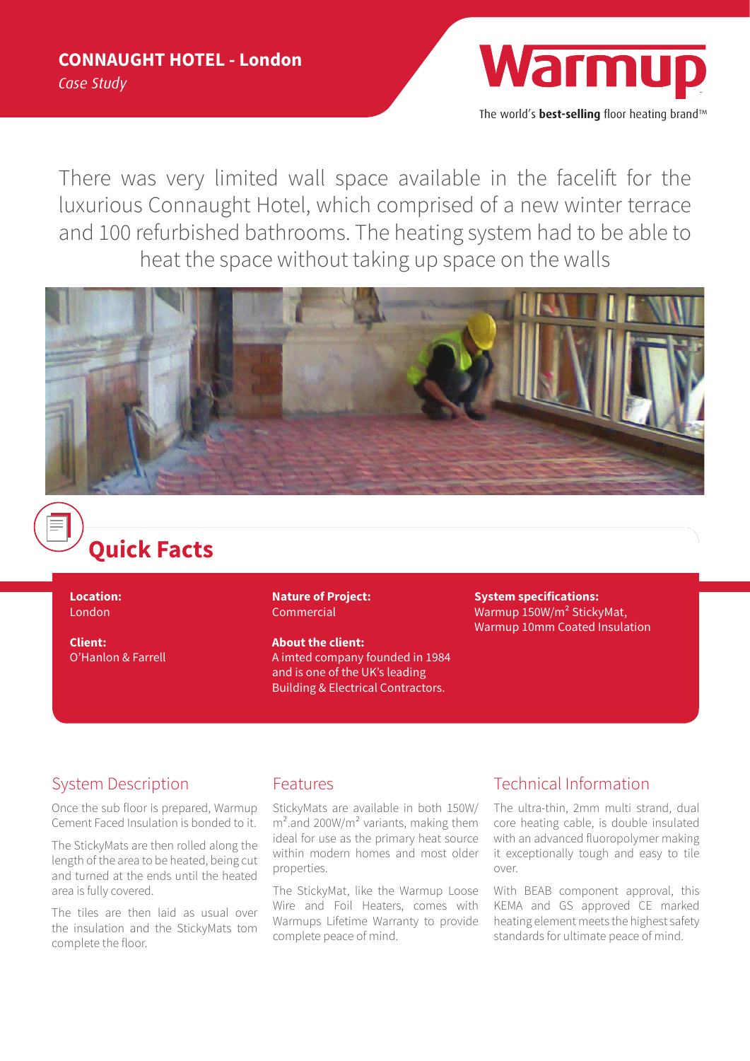# CONNAUGHT HOTEL - London

*Case Study*

Warmup

The world's **best-selling** floor heating brand™

There was very limited wall space available in the facelift for the luxurious Connaught Hotel, which comprised of a new winter terrace and 100 refurbished bathrooms. The heating system had to be able to heat the space without taking up space on the walls

## Quick Facts

**Location:**
London

**Client:**
O'Hanlon & Farrell

**Nature of Project:**
Commercial

**About the client:**
A imted company founded in 1984 and is one of the UK's leading Building & Electrical Contractors.

**System specifications:**
Warmup 150W/m² StickyMat, Warmup 10mm Coated Insulation

## System Description

Once the sub floor is prepared, Warmup Cement Faced Insulation is bonded to it.

The StickyMats are then rolled along the length of the area to be heated, being cut and turned at the ends until the heated area is fully covered.

The tiles are then laid as usual over the insulation and the StickyMats tom complete the floor.

## Features

StickyMats are available in both 150W/m².and 200W/m² variants, making them ideal for use as the primary heat source within modern homes and most older properties.

The StickyMat, like the Warmup Loose Wire and Foil Heaters, comes with Warmups Lifetime Warranty to provide complete peace of mind.

## Technical Information

The ultra-thin, 2mm multi strand, dual core heating cable, is double insulated with an advanced fluoropolymer making it exceptionally tough and easy to tile over.

With BEAB component approval, this KEMA and GS approved CE marked heating element meets the highest safety standards for ultimate peace of mind.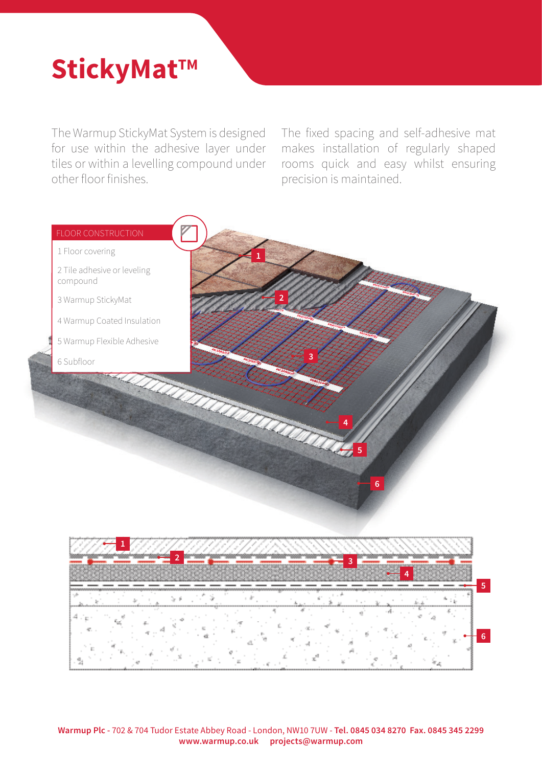# StickyMat™

The Warmup StickyMat System is designed for use within the adhesive layer under tiles or within a levelling compound under other floor finishes.

The fixed spacing and self-adhesive mat makes installation of regularly shaped rooms quick and easy whilst ensuring precision is maintained.

**FLOOR CONSTRUCTION**

1 Floor covering

2 Tile adhesive or leveling compound

3 Warmup StickyMat

4 Warmup Coated Insulation

5 Warmup Flexible Adhesive

6 Subfloor

**Warmup Plc** - 702 & 704 Tudor Estate Abbey Road - London, NW10 7UW - **Tel. 0845 034 8270 Fax. 0845 345 2299**
**www.warmup.co.uk projects@warmup.com**